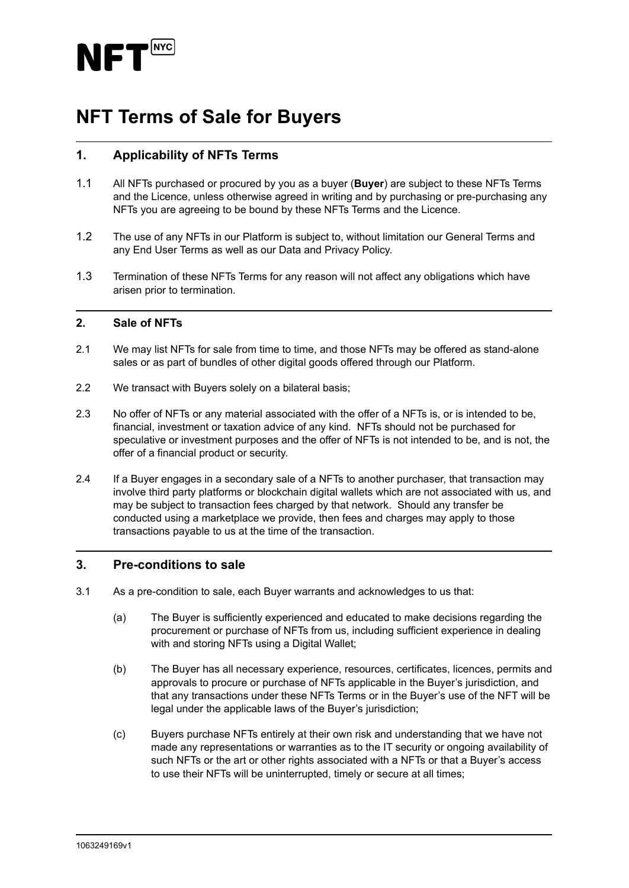# NFT NYC

# NFT Terms of Sale for Buyers

## 1. Applicability of NFTs Terms

1.1 All NFTs purchased or procured by you as a buyer (**Buyer**) are subject to these NFTs Terms and the Licence, unless otherwise agreed in writing and by purchasing or pre-purchasing any NFTs you are agreeing to be bound by these NFTs Terms and the Licence.

1.2 The use of any NFTs in our Platform is subject to, without limitation our General Terms and any End User Terms as well as our Data and Privacy Policy.

1.3 Termination of these NFTs Terms for any reason will not affect any obligations which have arisen prior to termination.

## 2. Sale of NFTs

2.1 We may list NFTs for sale from time to time, and those NFTs may be offered as stand-alone sales or as part of bundles of other digital goods offered through our Platform.

2.2 We transact with Buyers solely on a bilateral basis;

2.3 No offer of NFTs or any material associated with the offer of a NFTs is, or is intended to be, financial, investment or taxation advice of any kind. NFTs should not be purchased for speculative or investment purposes and the offer of NFTs is not intended to be, and is not, the offer of a financial product or security.

2.4 If a Buyer engages in a secondary sale of a NFTs to another purchaser, that transaction may involve third party platforms or blockchain digital wallets which are not associated with us, and may be subject to transaction fees charged by that network. Should any transfer be conducted using a marketplace we provide, then fees and charges may apply to those transactions payable to us at the time of the transaction.

## 3. Pre-conditions to sale

3.1 As a pre-condition to sale, each Buyer warrants and acknowledges to us that:

(a) The Buyer is sufficiently experienced and educated to make decisions regarding the procurement or purchase of NFTs from us, including sufficient experience in dealing with and storing NFTs using a Digital Wallet;

(b) The Buyer has all necessary experience, resources, certificates, licences, permits and approvals to procure or purchase of NFTs applicable in the Buyer's jurisdiction, and that any transactions under these NFTs Terms or in the Buyer's use of the NFT will be legal under the applicable laws of the Buyer's jurisdiction;

(c) Buyers purchase NFTs entirely at their own risk and understanding that we have not made any representations or warranties as to the IT security or ongoing availability of such NFTs or the art or other rights associated with a NFTs or that a Buyer's access to use their NFTs will be uninterrupted, timely or secure at all times;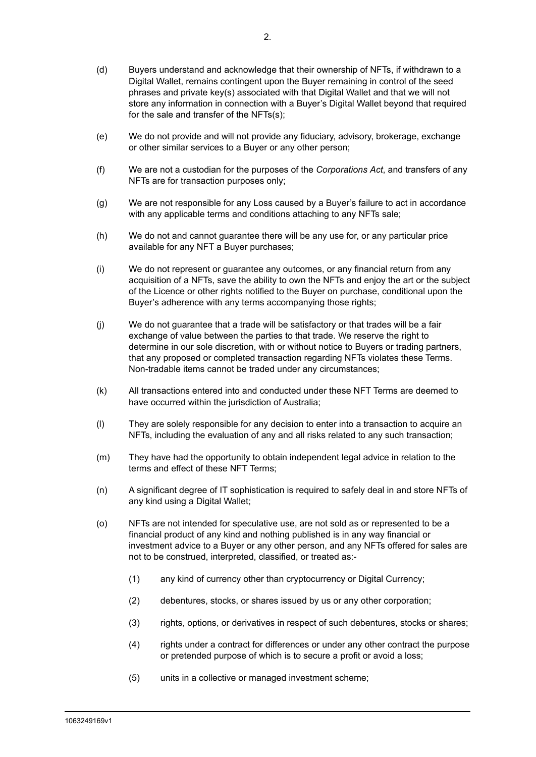(d) Buyers understand and acknowledge that their ownership of NFTs, if withdrawn to a Digital Wallet, remains contingent upon the Buyer remaining in control of the seed phrases and private key(s) associated with that Digital Wallet and that we will not store any information in connection with a Buyer's Digital Wallet beyond that required for the sale and transfer of the NFTs(s);

(e) We do not provide and will not provide any fiduciary, advisory, brokerage, exchange or other similar services to a Buyer or any other person;

(f) We are not a custodian for the purposes of the *Corporations Act*, and transfers of any NFTs are for transaction purposes only;

(g) We are not responsible for any Loss caused by a Buyer's failure to act in accordance with any applicable terms and conditions attaching to any NFTs sale;

(h) We do not and cannot guarantee there will be any use for, or any particular price available for any NFT a Buyer purchases;

(i) We do not represent or guarantee any outcomes, or any financial return from any acquisition of a NFTs, save the ability to own the NFTs and enjoy the art or the subject of the Licence or other rights notified to the Buyer on purchase, conditional upon the Buyer's adherence with any terms accompanying those rights;

(j) We do not guarantee that a trade will be satisfactory or that trades will be a fair exchange of value between the parties to that trade. We reserve the right to determine in our sole discretion, with or without notice to Buyers or trading partners, that any proposed or completed transaction regarding NFTs violates these Terms. Non-tradable items cannot be traded under any circumstances;

(k) All transactions entered into and conducted under these NFT Terms are deemed to have occurred within the jurisdiction of Australia;

(l) They are solely responsible for any decision to enter into a transaction to acquire an NFTs, including the evaluation of any and all risks related to any such transaction;

(m) They have had the opportunity to obtain independent legal advice in relation to the terms and effect of these NFT Terms;

(n) A significant degree of IT sophistication is required to safely deal in and store NFTs of any kind using a Digital Wallet;

(o) NFTs are not intended for speculative use, are not sold as or represented to be a financial product of any kind and nothing published is in any way financial or investment advice to a Buyer or any other person, and any NFTs offered for sales are not to be construed, interpreted, classified, or treated as:-

   (1) any kind of currency other than cryptocurrency or Digital Currency;

   (2) debentures, stocks, or shares issued by us or any other corporation;

   (3) rights, options, or derivatives in respect of such debentures, stocks or shares;

   (4) rights under a contract for differences or under any other contract the purpose or pretended purpose of which is to secure a profit or avoid a loss;

   (5) units in a collective or managed investment scheme;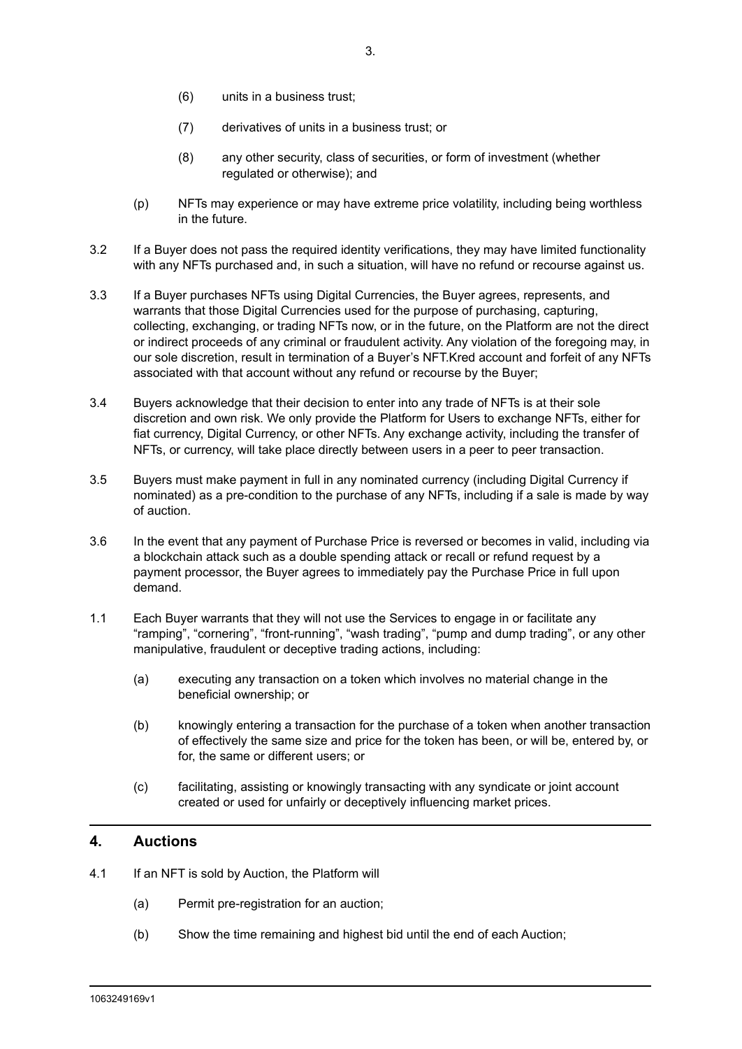(6) units in a business trust;

(7) derivatives of units in a business trust; or

(8) any other security, class of securities, or form of investment (whether regulated or otherwise); and

(p) NFTs may experience or may have extreme price volatility, including being worthless in the future.

3.2 If a Buyer does not pass the required identity verifications, they may have limited functionality with any NFTs purchased and, in such a situation, will have no refund or recourse against us.

3.3 If a Buyer purchases NFTs using Digital Currencies, the Buyer agrees, represents, and warrants that those Digital Currencies used for the purpose of purchasing, capturing, collecting, exchanging, or trading NFTs now, or in the future, on the Platform are not the direct or indirect proceeds of any criminal or fraudulent activity. Any violation of the foregoing may, in our sole discretion, result in termination of a Buyer's NFT.Kred account and forfeit of any NFTs associated with that account without any refund or recourse by the Buyer;

3.4 Buyers acknowledge that their decision to enter into any trade of NFTs is at their sole discretion and own risk. We only provide the Platform for Users to exchange NFTs, either for fiat currency, Digital Currency, or other NFTs. Any exchange activity, including the transfer of NFTs, or currency, will take place directly between users in a peer to peer transaction.

3.5 Buyers must make payment in full in any nominated currency (including Digital Currency if nominated) as a pre-condition to the purchase of any NFTs, including if a sale is made by way of auction.

3.6 In the event that any payment of Purchase Price is reversed or becomes in valid, including via a blockchain attack such as a double spending attack or recall or refund request by a payment processor, the Buyer agrees to immediately pay the Purchase Price in full upon demand.

1.1 Each Buyer warrants that they will not use the Services to engage in or facilitate any "ramping", "cornering", "front-running", "wash trading", "pump and dump trading", or any other manipulative, fraudulent or deceptive trading actions, including:

(a) executing any transaction on a token which involves no material change in the beneficial ownership; or

(b) knowingly entering a transaction for the purchase of a token when another transaction of effectively the same size and price for the token has been, or will be, entered by, or for, the same or different users; or

(c) facilitating, assisting or knowingly transacting with any syndicate or joint account created or used for unfairly or deceptively influencing market prices.

## 4. Auctions

4.1 If an NFT is sold by Auction, the Platform will

(a) Permit pre-registration for an auction;

(b) Show the time remaining and highest bid until the end of each Auction;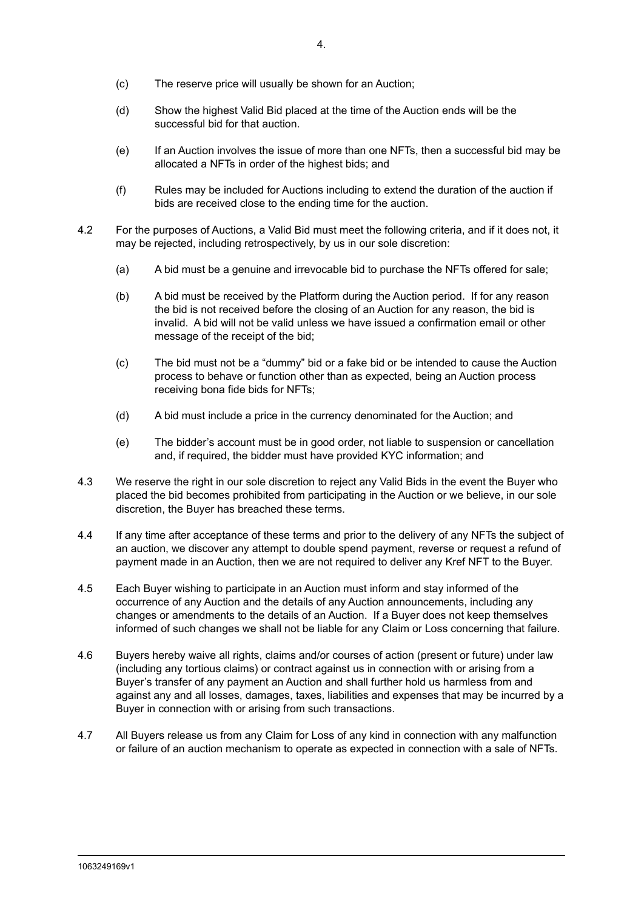(c) The reserve price will usually be shown for an Auction;

(d) Show the highest Valid Bid placed at the time of the Auction ends will be the successful bid for that auction.

(e) If an Auction involves the issue of more than one NFTs, then a successful bid may be allocated a NFTs in order of the highest bids; and

(f) Rules may be included for Auctions including to extend the duration of the auction if bids are received close to the ending time for the auction.

4.2 For the purposes of Auctions, a Valid Bid must meet the following criteria, and if it does not, it may be rejected, including retrospectively, by us in our sole discretion:

(a) A bid must be a genuine and irrevocable bid to purchase the NFTs offered for sale;

(b) A bid must be received by the Platform during the Auction period. If for any reason the bid is not received before the closing of an Auction for any reason, the bid is invalid. A bid will not be valid unless we have issued a confirmation email or other message of the receipt of the bid;

(c) The bid must not be a "dummy" bid or a fake bid or be intended to cause the Auction process to behave or function other than as expected, being an Auction process receiving bona fide bids for NFTs;

(d) A bid must include a price in the currency denominated for the Auction; and

(e) The bidder's account must be in good order, not liable to suspension or cancellation and, if required, the bidder must have provided KYC information; and

4.3 We reserve the right in our sole discretion to reject any Valid Bids in the event the Buyer who placed the bid becomes prohibited from participating in the Auction or we believe, in our sole discretion, the Buyer has breached these terms.

4.4 If any time after acceptance of these terms and prior to the delivery of any NFTs the subject of an auction, we discover any attempt to double spend payment, reverse or request a refund of payment made in an Auction, then we are not required to deliver any Kref NFT to the Buyer.

4.5 Each Buyer wishing to participate in an Auction must inform and stay informed of the occurrence of any Auction and the details of any Auction announcements, including any changes or amendments to the details of an Auction. If a Buyer does not keep themselves informed of such changes we shall not be liable for any Claim or Loss concerning that failure.

4.6 Buyers hereby waive all rights, claims and/or courses of action (present or future) under law (including any tortious claims) or contract against us in connection with or arising from a Buyer's transfer of any payment an Auction and shall further hold us harmless from and against any and all losses, damages, taxes, liabilities and expenses that may be incurred by a Buyer in connection with or arising from such transactions.

4.7 All Buyers release us from any Claim for Loss of any kind in connection with any malfunction or failure of an auction mechanism to operate as expected in connection with a sale of NFTs.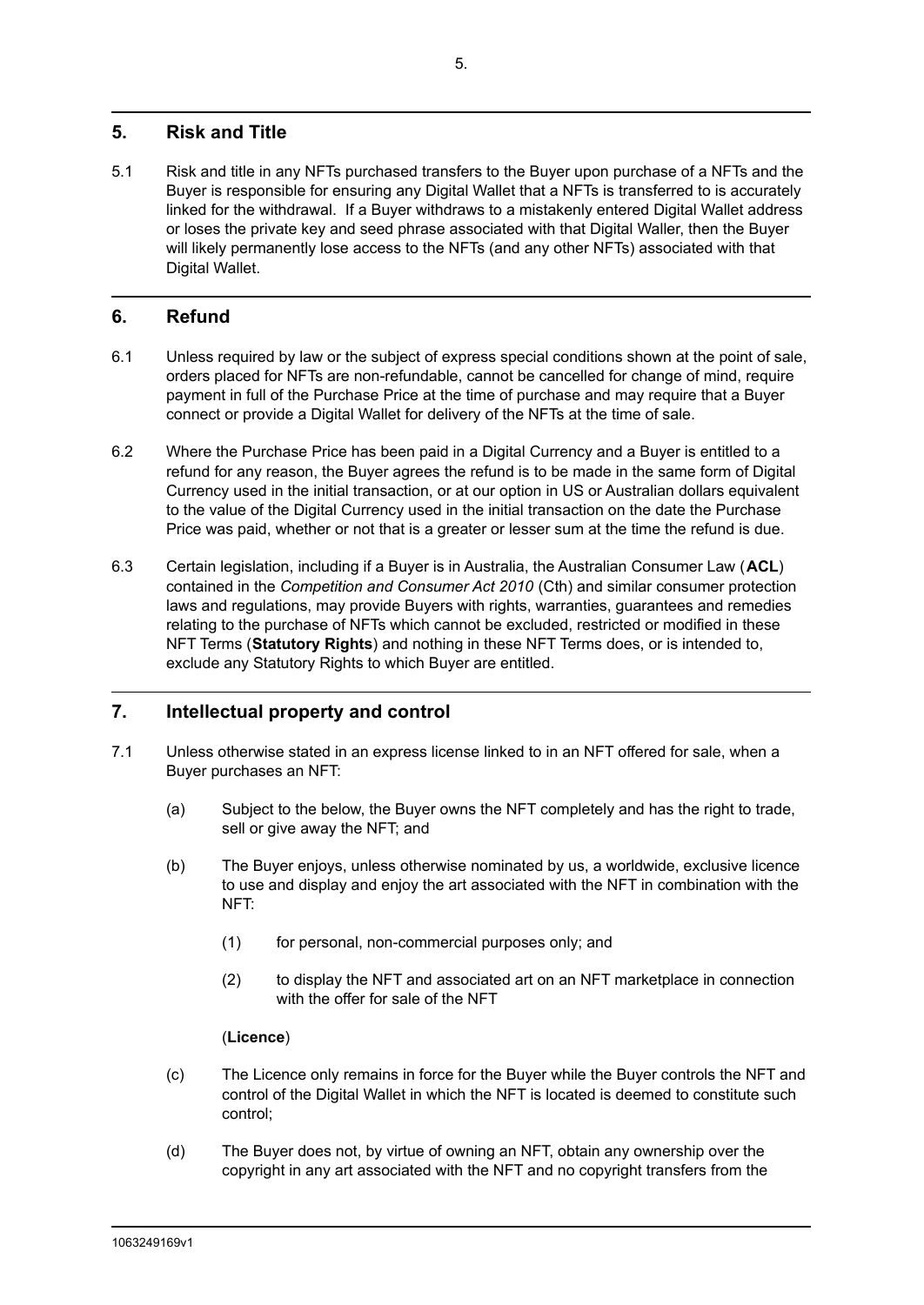## 5. Risk and Title

5.1 Risk and title in any NFTs purchased transfers to the Buyer upon purchase of a NFTs and the Buyer is responsible for ensuring any Digital Wallet that a NFTs is transferred to is accurately linked for the withdrawal. If a Buyer withdraws to a mistakenly entered Digital Wallet address or loses the private key and seed phrase associated with that Digital Waller, then the Buyer will likely permanently lose access to the NFTs (and any other NFTs) associated with that Digital Wallet.

## 6. Refund

6.1 Unless required by law or the subject of express special conditions shown at the point of sale, orders placed for NFTs are non-refundable, cannot be cancelled for change of mind, require payment in full of the Purchase Price at the time of purchase and may require that a Buyer connect or provide a Digital Wallet for delivery of the NFTs at the time of sale.

6.2 Where the Purchase Price has been paid in a Digital Currency and a Buyer is entitled to a refund for any reason, the Buyer agrees the refund is to be made in the same form of Digital Currency used in the initial transaction, or at our option in US or Australian dollars equivalent to the value of the Digital Currency used in the initial transaction on the date the Purchase Price was paid, whether or not that is a greater or lesser sum at the time the refund is due.

6.3 Certain legislation, including if a Buyer is in Australia, the Australian Consumer Law (**ACL**) contained in the *Competition and Consumer Act 2010* (Cth) and similar consumer protection laws and regulations, may provide Buyers with rights, warranties, guarantees and remedies relating to the purchase of NFTs which cannot be excluded, restricted or modified in these NFT Terms (**Statutory Rights**) and nothing in these NFT Terms does, or is intended to, exclude any Statutory Rights to which Buyer are entitled.

## 7. Intellectual property and control

7.1 Unless otherwise stated in an express license linked to in an NFT offered for sale, when a Buyer purchases an NFT:

(a) Subject to the below, the Buyer owns the NFT completely and has the right to trade, sell or give away the NFT; and

(b) The Buyer enjoys, unless otherwise nominated by us, a worldwide, exclusive licence to use and display and enjoy the art associated with the NFT in combination with the NFT:

(1) for personal, non-commercial purposes only; and

(2) to display the NFT and associated art on an NFT marketplace in connection with the offer for sale of the NFT

(**Licence**)

(c) The Licence only remains in force for the Buyer while the Buyer controls the NFT and control of the Digital Wallet in which the NFT is located is deemed to constitute such control;

(d) The Buyer does not, by virtue of owning an NFT, obtain any ownership over the copyright in any art associated with the NFT and no copyright transfers from the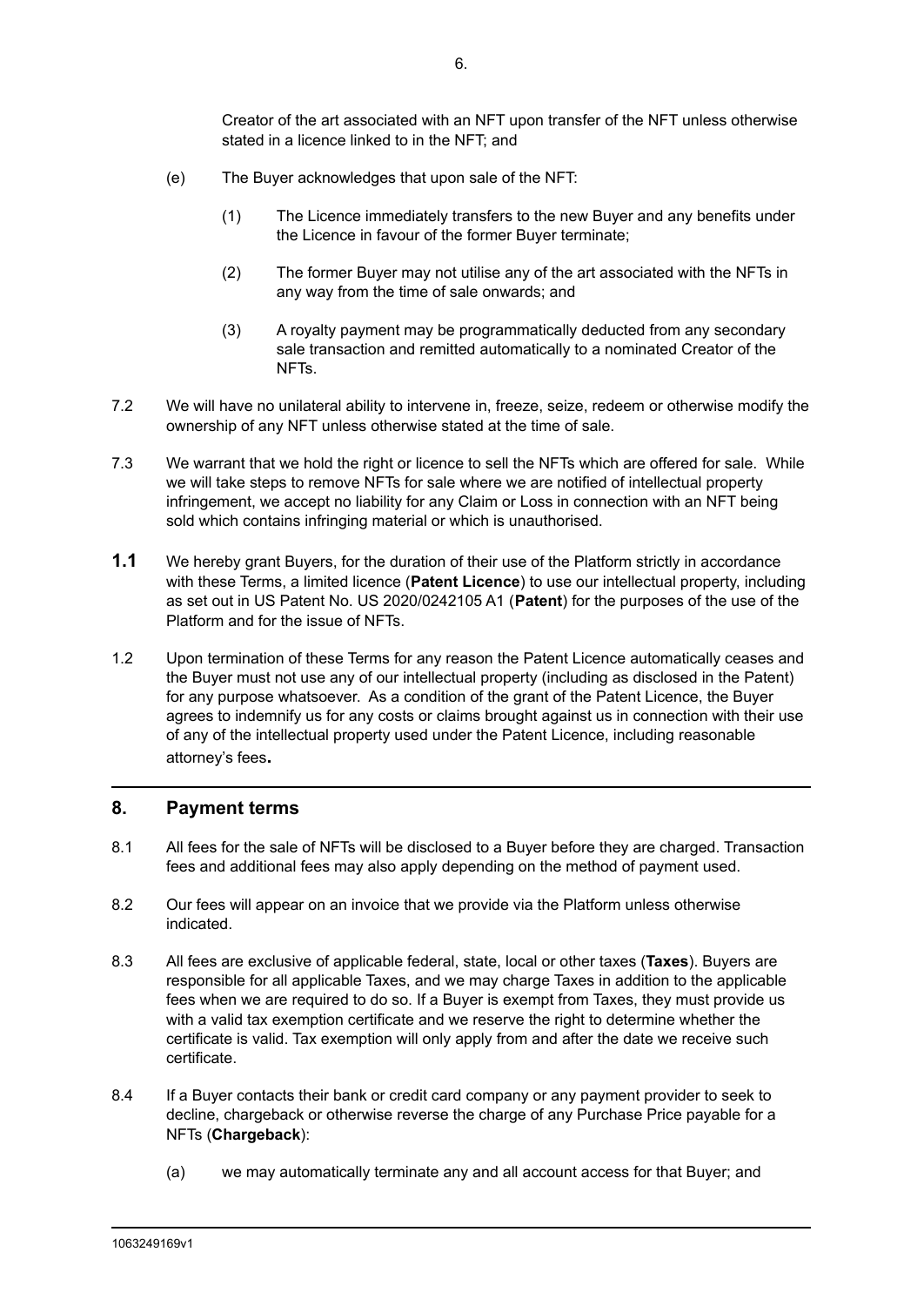Creator of the art associated with an NFT upon transfer of the NFT unless otherwise stated in a licence linked to in the NFT; and

(e) The Buyer acknowledges that upon sale of the NFT:

(1) The Licence immediately transfers to the new Buyer and any benefits under the Licence in favour of the former Buyer terminate;

(2) The former Buyer may not utilise any of the art associated with the NFTs in any way from the time of sale onwards; and

(3) A royalty payment may be programmatically deducted from any secondary sale transaction and remitted automatically to a nominated Creator of the NFTs.

7.2 We will have no unilateral ability to intervene in, freeze, seize, redeem or otherwise modify the ownership of any NFT unless otherwise stated at the time of sale.

7.3 We warrant that we hold the right or licence to sell the NFTs which are offered for sale. While we will take steps to remove NFTs for sale where we are notified of intellectual property infringement, we accept no liability for any Claim or Loss in connection with an NFT being sold which contains infringing material or which is unauthorised.

**1.1** We hereby grant Buyers, for the duration of their use of the Platform strictly in accordance with these Terms, a limited licence (**Patent Licence**) to use our intellectual property, including as set out in US Patent No. US 2020/0242105 A1 (**Patent**) for the purposes of the use of the Platform and for the issue of NFTs.

1.2 Upon termination of these Terms for any reason the Patent Licence automatically ceases and the Buyer must not use any of our intellectual property (including as disclosed in the Patent) for any purpose whatsoever. As a condition of the grant of the Patent Licence, the Buyer agrees to indemnify us for any costs or claims brought against us in connection with their use of any of the intellectual property used under the Patent Licence, including reasonable attorney's fees.

## 8. Payment terms

8.1 All fees for the sale of NFTs will be disclosed to a Buyer before they are charged. Transaction fees and additional fees may also apply depending on the method of payment used.

8.2 Our fees will appear on an invoice that we provide via the Platform unless otherwise indicated.

8.3 All fees are exclusive of applicable federal, state, local or other taxes (**Taxes**). Buyers are responsible for all applicable Taxes, and we may charge Taxes in addition to the applicable fees when we are required to do so. If a Buyer is exempt from Taxes, they must provide us with a valid tax exemption certificate and we reserve the right to determine whether the certificate is valid. Tax exemption will only apply from and after the date we receive such certificate.

8.4 If a Buyer contacts their bank or credit card company or any payment provider to seek to decline, chargeback or otherwise reverse the charge of any Purchase Price payable for a NFTs (**Chargeback**):

(a) we may automatically terminate any and all account access for that Buyer; and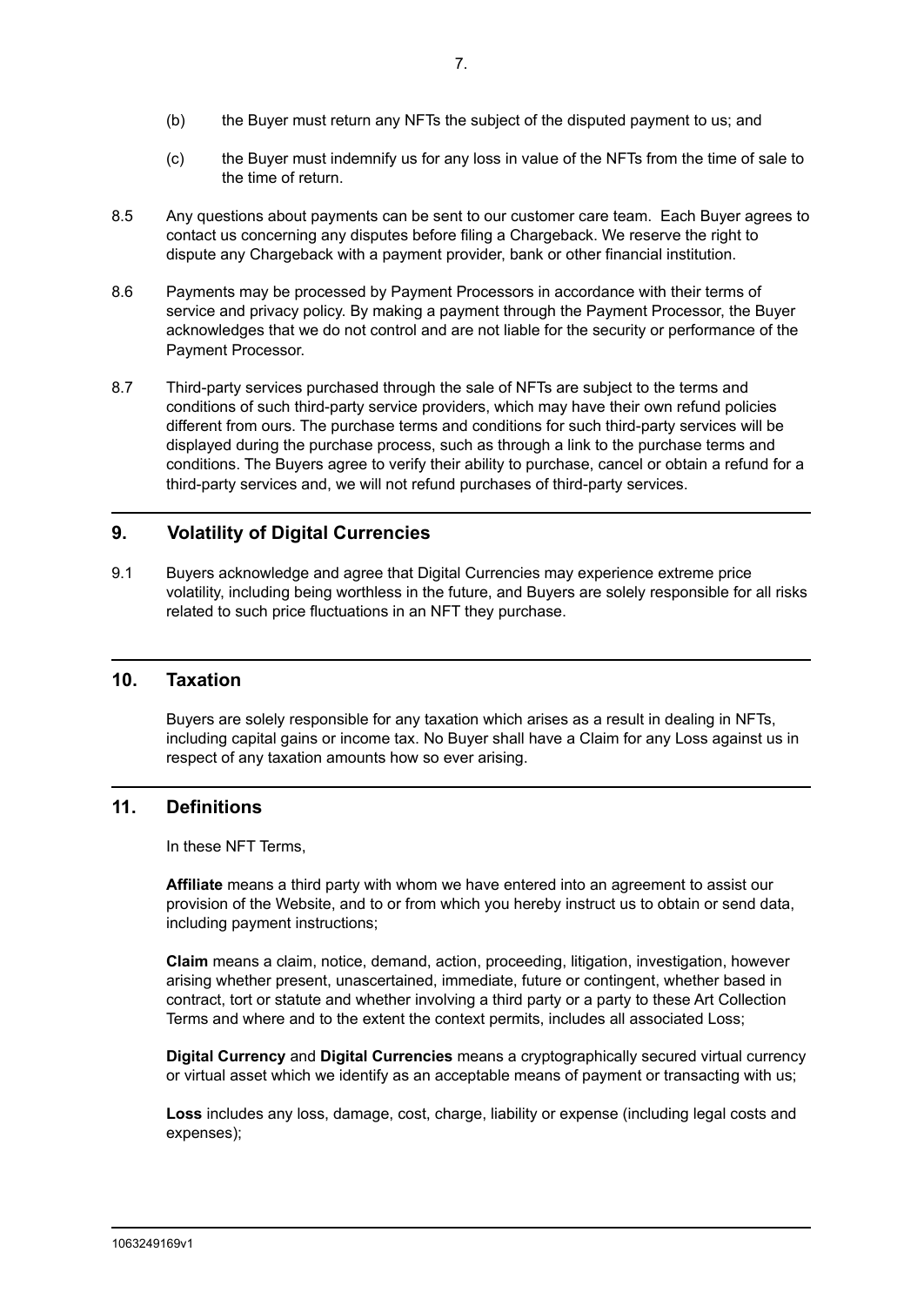(b) the Buyer must return any NFTs the subject of the disputed payment to us; and

(c) the Buyer must indemnify us for any loss in value of the NFTs from the time of sale to the time of return.

8.5 Any questions about payments can be sent to our customer care team. Each Buyer agrees to contact us concerning any disputes before filing a Chargeback. We reserve the right to dispute any Chargeback with a payment provider, bank or other financial institution.

8.6 Payments may be processed by Payment Processors in accordance with their terms of service and privacy policy. By making a payment through the Payment Processor, the Buyer acknowledges that we do not control and are not liable for the security or performance of the Payment Processor.

8.7 Third-party services purchased through the sale of NFTs are subject to the terms and conditions of such third-party service providers, which may have their own refund policies different from ours. The purchase terms and conditions for such third-party services will be displayed during the purchase process, such as through a link to the purchase terms and conditions. The Buyers agree to verify their ability to purchase, cancel or obtain a refund for a third-party services and, we will not refund purchases of third-party services.

## 9. Volatility of Digital Currencies

9.1 Buyers acknowledge and agree that Digital Currencies may experience extreme price volatility, including being worthless in the future, and Buyers are solely responsible for all risks related to such price fluctuations in an NFT they purchase.

## 10. Taxation

Buyers are solely responsible for any taxation which arises as a result in dealing in NFTs, including capital gains or income tax. No Buyer shall have a Claim for any Loss against us in respect of any taxation amounts how so ever arising.

## 11. Definitions

In these NFT Terms,

**Affiliate** means a third party with whom we have entered into an agreement to assist our provision of the Website, and to or from which you hereby instruct us to obtain or send data, including payment instructions;

**Claim** means a claim, notice, demand, action, proceeding, litigation, investigation, however arising whether present, unascertained, immediate, future or contingent, whether based in contract, tort or statute and whether involving a third party or a party to these Art Collection Terms and where and to the extent the context permits, includes all associated Loss;

**Digital Currency** and **Digital Currencies** means a cryptographically secured virtual currency or virtual asset which we identify as an acceptable means of payment or transacting with us;

**Loss** includes any loss, damage, cost, charge, liability or expense (including legal costs and expenses);

1063249169v1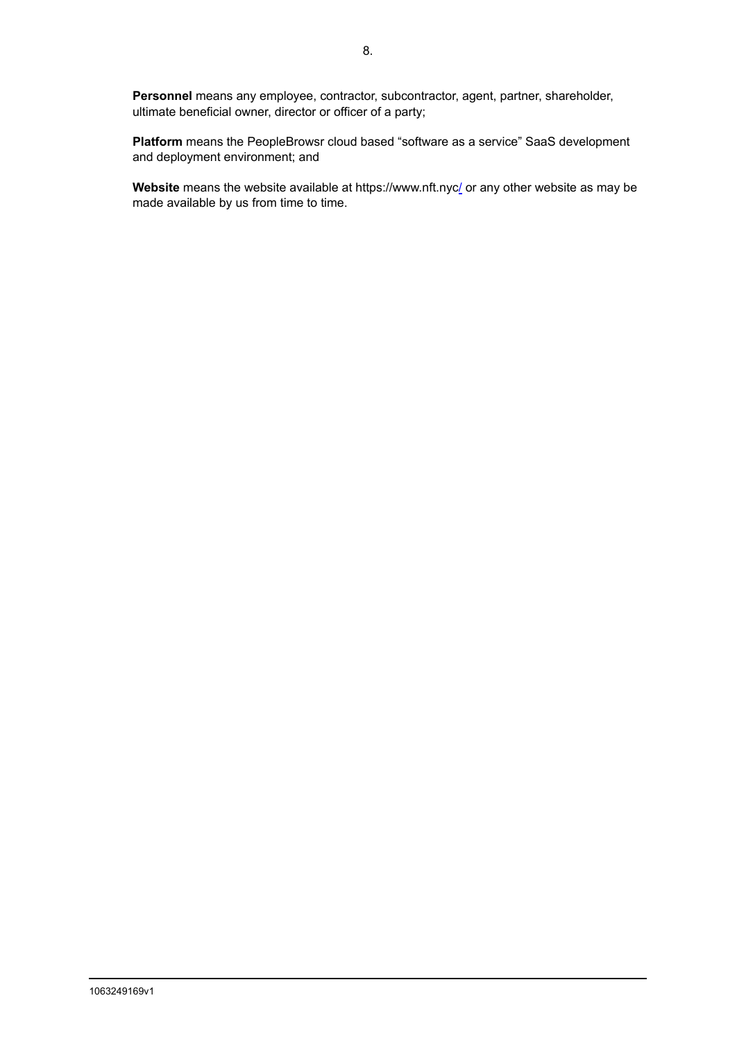**Personnel** means any employee, contractor, subcontractor, agent, partner, shareholder, ultimate beneficial owner, director or officer of a party;

**Platform** means the PeopleBrowsr cloud based “software as a service” SaaS development and deployment environment; and

**Website** means the website available at https://www.nft.nyc/ or any other website as may be made available by us from time to time.